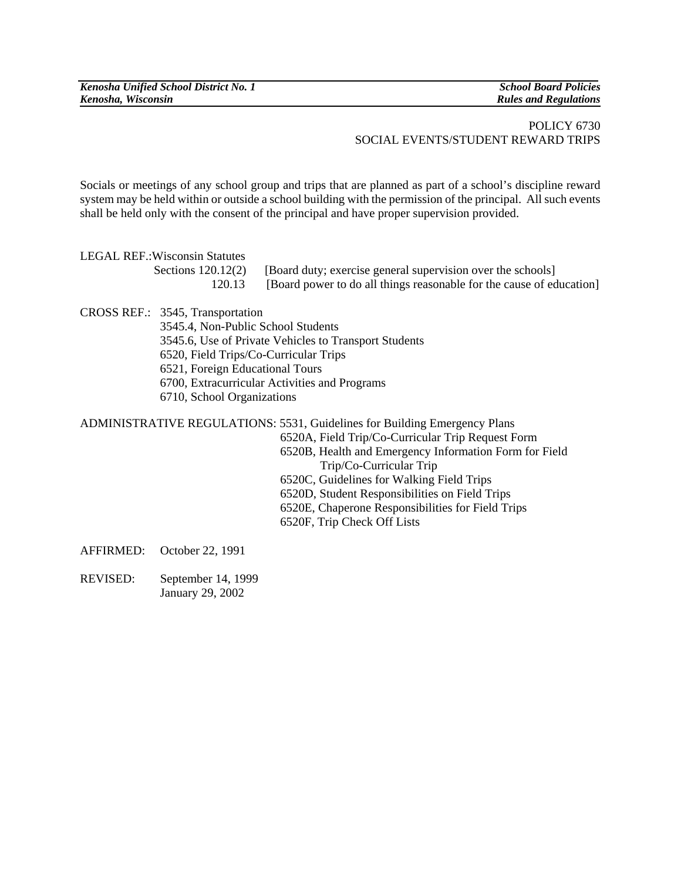*Kenosha Unified School District No. 1* — *School Board Policies*
*Kenosha, Wisconsin* — *Rules and Regulations*

POLICY 6730
SOCIAL EVENTS/STUDENT REWARD TRIPS

Socials or meetings of any school group and trips that are planned as part of a school's discipline reward system may be held within or outside a school building with the permission of the principal. All such events shall be held only with the consent of the principal and have proper supervision provided.

LEGAL REF.: Wisconsin Statutes
Sections 120.12(2) [Board duty; exercise general supervision over the schools]
120.13 [Board power to do all things reasonable for the cause of education]

CROSS REF.: 3545, Transportation
3545.4, Non-Public School Students
3545.6, Use of Private Vehicles to Transport Students
6520, Field Trips/Co-Curricular Trips
6521, Foreign Educational Tours
6700, Extracurricular Activities and Programs
6710, School Organizations

ADMINISTRATIVE REGULATIONS: 5531, Guidelines for Building Emergency Plans
6520A, Field Trip/Co-Curricular Trip Request Form
6520B, Health and Emergency Information Form for Field Trip/Co-Curricular Trip
6520C, Guidelines for Walking Field Trips
6520D, Student Responsibilities on Field Trips
6520E, Chaperone Responsibilities for Field Trips
6520F, Trip Check Off Lists

AFFIRMED: October 22, 1991

REVISED: September 14, 1999
January 29, 2002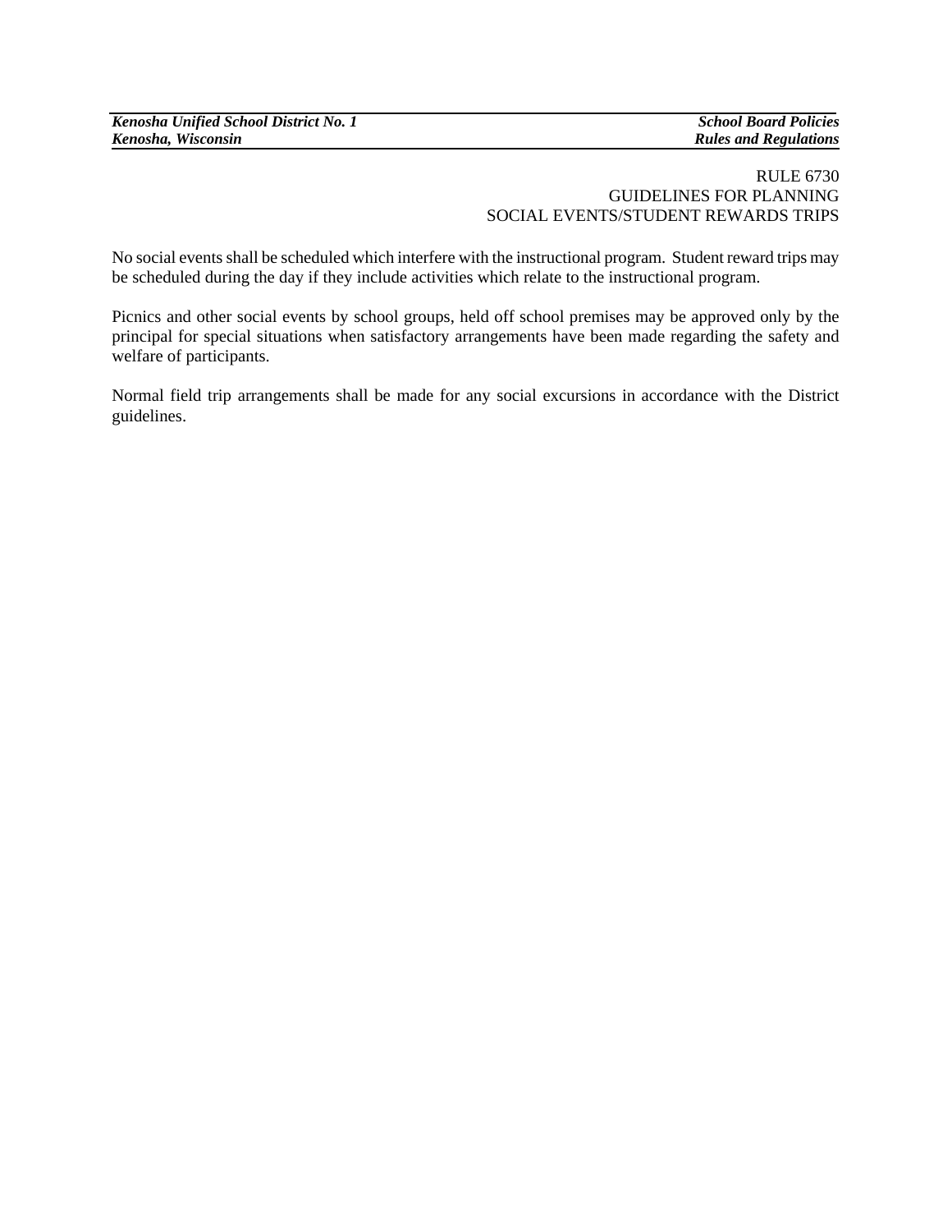RULE 6730
GUIDELINES FOR PLANNING
SOCIAL EVENTS/STUDENT REWARDS TRIPS

No social events shall be scheduled which interfere with the instructional program. Student reward trips may be scheduled during the day if they include activities which relate to the instructional program.

Picnics and other social events by school groups, held off school premises may be approved only by the principal for special situations when satisfactory arrangements have been made regarding the safety and welfare of participants.

Normal field trip arrangements shall be made for any social excursions in accordance with the District guidelines.